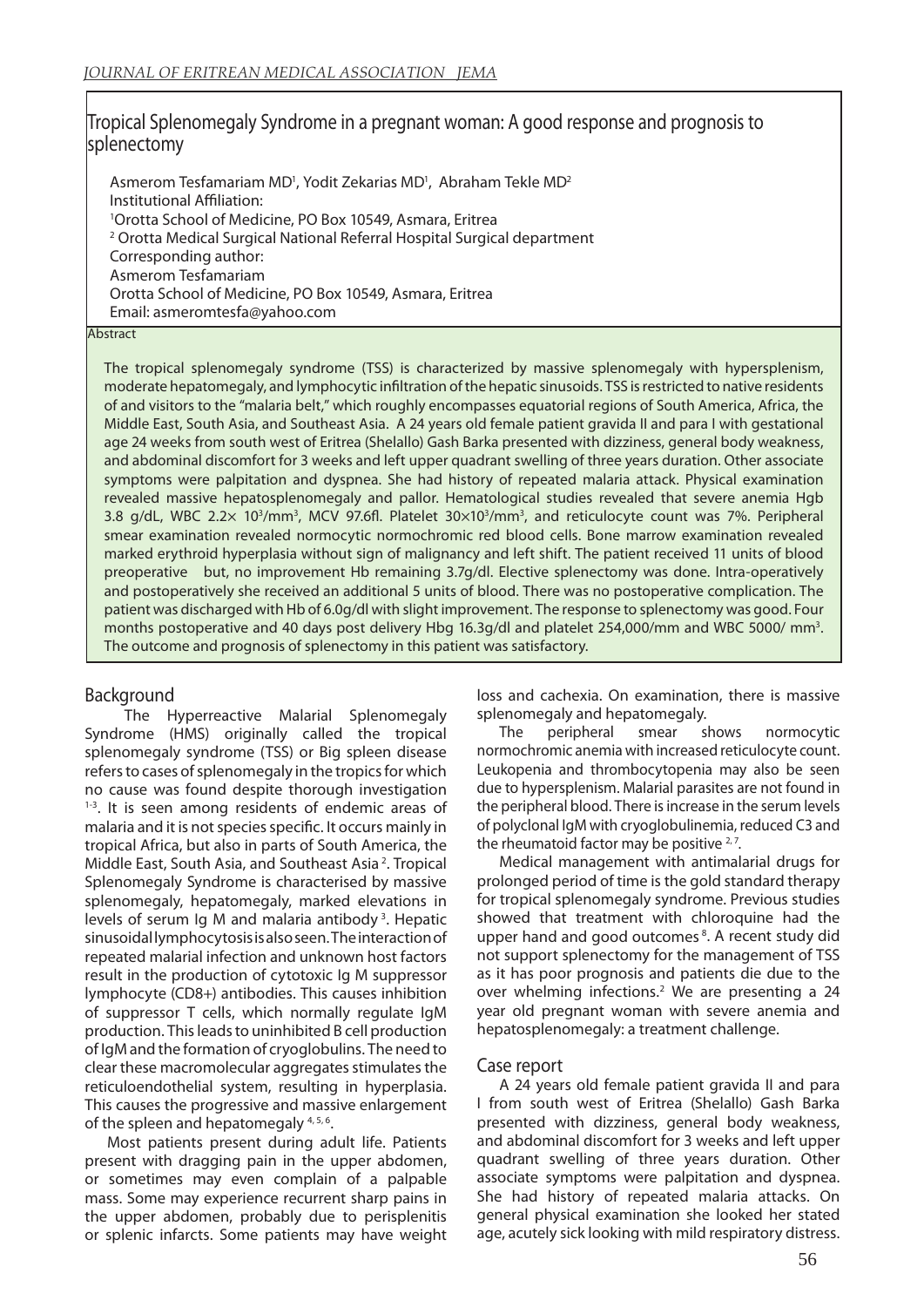# Tropical Splenomegaly Syndrome in a pregnant woman: A good response and prognosis to splenectomy

Asmerom Tesfamariam MD[1], Yodit Zekarias MD[1], Abraham Tekle MD[2]

Institutional Affiliation:

[1]Orotta School of Medicine, PO Box 10549, Asmara, Eritrea

[2] Orotta Medical Surgical National Referral Hospital Surgical department

Corresponding author:

Asmerom Tesfamariam

Orotta School of Medicine, PO Box 10549, Asmara, Eritrea

Email: asmeromtesfa@yahoo.com

## Abstract

The tropical splenomegaly syndrome (TSS) is characterized by massive splenomegaly with hypersplenism, moderate hepatomegaly, and lymphocytic infiltration of the hepatic sinusoids. TSS is restricted to native residents of and visitors to the "malaria belt," which roughly encompasses equatorial regions of South America, Africa, the Middle East, South Asia, and Southeast Asia. A 24 years old female patient gravida II and para I with gestational age 24 weeks from south west of Eritrea (Shelallo) Gash Barka presented with dizziness, general body weakness, and abdominal discomfort for 3 weeks and left upper quadrant swelling of three years duration. Other associate symptoms were palpitation and dyspnea. She had history of repeated malaria attack. Physical examination revealed massive hepatosplenomegaly and pallor. Hematological studies revealed that severe anemia Hgb 3.8 g/dL, WBC $2.2\times 10^3/mm^3$, MCV 97.6fl. Platelet $30\times10^3/mm^3$, and reticulocyte count was 7%. Peripheral smear examination revealed normocytic normochromic red blood cells. Bone marrow examination revealed marked erythroid hyperplasia without sign of malignancy and left shift. The patient received 11 units of blood preoperative but, no improvement Hb remaining 3.7g/dL. Elective splenectomy was done. Intra-operatively and postoperatively she received an additional 5 units of blood. There was no postoperative complication. The patient was discharged with Hb of 6.0g/dl with slight improvement. The response to splenectomy was good. Four months postoperative and 40 days post delivery Hbg 16.3g/dl and platelet 254,000/mm and WBC 5000/ $mm^3$. The outcome and prognosis of splenectomy in this patient was satisfactory.

## Background

The Hyperreactive Malarial Splenomegaly Syndrome (HMS) originally called the tropical splenomegaly syndrome (TSS) or Big spleen disease refers to cases of splenomegaly in the tropics for which no cause was found despite thorough investigation [1-3]. It is seen among residents of endemic areas of malaria and it is not species specific. It occurs mainly in tropical Africa, but also in parts of South America, the Middle East, South Asia, and Southeast Asia [2]. Tropical Splenomegaly Syndrome is characterised by massive splenomegaly, hepatomegaly, marked elevations in levels of serum Ig M and malaria antibody [3]. Hepatic sinusoidal lymphocytosis is also seen. The interaction of repeated malarial infection and unknown host factors result in the production of cytotoxic Ig M suppressor lymphocyte (CD8+) antibodies. This causes inhibition of suppressor T cells, which normally regulate IgM production. This leads to uninhibited B cell production of IgM and the formation of cryoglobulins. The need to clear these macromolecular aggregates stimulates the reticuloendothelial system, resulting in hyperplasia. This causes the progressive and massive enlargement of the spleen and hepatomegaly [4, 5, 6].

Most patients present during adult life. Patients present with dragging pain in the upper abdomen, or sometimes may even complain of a palpable mass. Some may experience recurrent sharp pains in the upper abdomen, probably due to perisplenitis or splenic infarcts. Some patients may have weight loss and cachexia. On examination, there is massive splenomegaly and hepatomegaly.

The peripheral smear shows normocytic normochromic anemia with increased reticulocyte count. Leukopenia and thrombocytopenia may also be seen due to hypersplenism. Malarial parasites are not found in the peripheral blood. There is increase in the serum levels of polyclonal IgM with cryoglobulinemia, reduced C3 and the rheumatoid factor may be positive [2, 7].

Medical management with antimalarial drugs for prolonged period of time is the gold standard therapy for tropical splenomegaly syndrome. Previous studies showed that treatment with chloroquine had the upper hand and good outcomes [8]. A recent study did not support splenectomy for the management of TSS as it has poor prognosis and patients die due to the over whelming infections.[2] We are presenting a 24 year old pregnant woman with severe anemia and hepatosplenomegaly: a treatment challenge.

## Case report

A 24 years old female patient gravida II and para I from south west of Eritrea (Shelallo) Gash Barka presented with dizziness, general body weakness, and abdominal discomfort for 3 weeks and left upper quadrant swelling of three years duration. Other associate symptoms were palpitation and dyspnea. She had history of repeated malaria attacks. On general physical examination she looked her stated age, acutely sick looking with mild respiratory distress.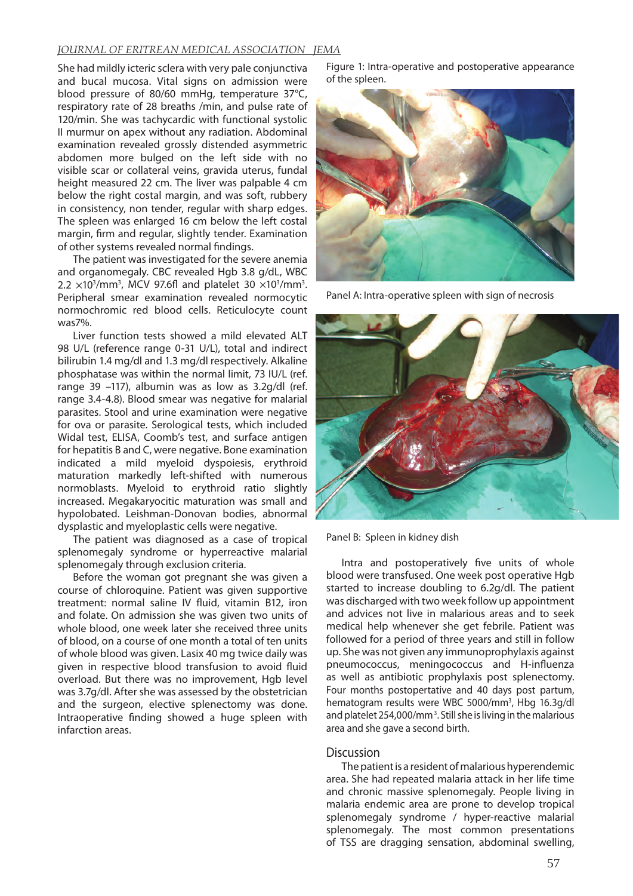She had mildly icteric sclera with very pale conjunctiva and bucal mucosa. Vital signs on admission were blood pressure of 80/60 mmHg, temperature 37°C, respiratory rate of 28 breaths /min, and pulse rate of 120/min. She was tachycardic with functional systolic II murmur on apex without any radiation. Abdominal examination revealed grossly distended asymmetric abdomen more bulged on the left side with no visible scar or collateral veins, gravida uterus, fundal height measured 22 cm. The liver was palpable 4 cm below the right costal margin, and was soft, rubbery in consistency, non tender, regular with sharp edges. The spleen was enlarged 16 cm below the left costal margin, firm and regular, slightly tender. Examination of other systems revealed normal findings.

The patient was investigated for the severe anemia and organomegaly. CBC revealed Hgb 3.8 g/dL, WBC $2.2 \times 10^3/mm^3$, MCV 97.6fl and platelet $30 \times 10^3/mm^3$. Peripheral smear examination revealed normocytic normochromic red blood cells. Reticulocyte count was7%.

Liver function tests showed a mild elevated ALT 98 U/L (reference range 0-31 U/L), total and indirect bilirubin 1.4 mg/dl and 1.3 mg/dl respectively. Alkaline phosphatase was within the normal limit, 73 IU/L (ref. range 39 –117), albumin was as low as 3.2g/dl (ref. range 3.4-4.8). Blood smear was negative for malarial parasites. Stool and urine examination were negative for ova or parasite. Serological tests, which included Widal test, ELISA, Coomb's test, and surface antigen for hepatitis B and C, were negative. Bone examination indicated a mild myeloid dyspoiesis, erythroid maturation markedly left-shifted with numerous normoblasts. Myeloid to erythroid ratio slightly increased. Megakaryocitic maturation was small and hypolobated. Leishman-Donovan bodies, abnormal dysplastic and myeloplastic cells were negative.

The patient was diagnosed as a case of tropical splenomegaly syndrome or hyperreactive malarial splenomegaly through exclusion criteria.

Before the woman got pregnant she was given a course of chloroquine. Patient was given supportive treatment: normal saline IV fluid, vitamin B12, iron and folate. On admission she was given two units of whole blood, one week later she received three units of blood, on a course of one month a total of ten units of whole blood was given. Lasix 40 mg twice daily was given in respective blood transfusion to avoid fluid overload. But there was no improvement, Hgb level was 3.7g/dl. After she was assessed by the obstetrician and the surgeon, elective splenectomy was done. Intraoperative finding showed a huge spleen with infarction areas.

Figure 1: Intra-operative and postoperative appearance of the spleen.

Panel A: Intra-operative spleen with sign of necrosis

Panel B: Spleen in kidney dish

Intra and postoperatively five units of whole blood were transfused. One week post operative Hgb started to increase doubling to 6.2g/dl. The patient was discharged with two week follow up appointment and advices not live in malarious areas and to seek medical help whenever she get febrile. Patient was followed for a period of three years and still in follow up. She was not given any immunoprophylaxis against pneumococcus, meningococcus and H-influenza as well as antibiotic prophylaxis post splenectomy. Four months postopertative and 40 days post partum, hematogram results were WBC $5000/mm^3$, Hbg 16.3g/dl and platelet $254{,}000/mm^3$. Still she is living in the malarious area and she gave a second birth.

## Discussion

The patient is a resident of malarious hyperendemic area. She had repeated malaria attack in her life time and chronic massive splenomegaly. People living in malaria endemic area are prone to develop tropical splenomegaly syndrome / hyper-reactive malarial splenomegaly. The most common presentations of TSS are dragging sensation, abdominal swelling,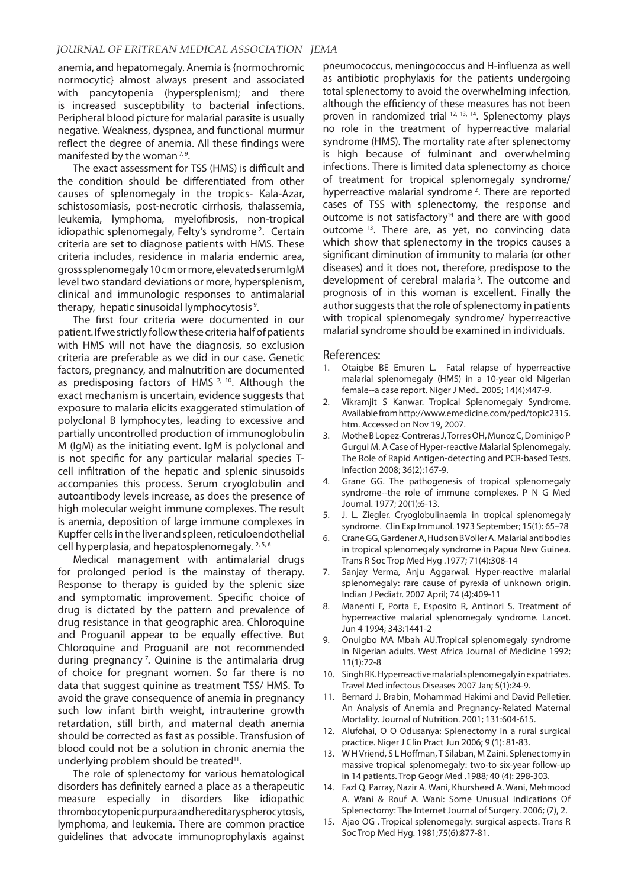anemia, and hepatomegaly. Anemia is {normochromic normocytic} almost always present and associated with pancytopenia (hypersplenism); and there is increased susceptibility to bacterial infections. Peripheral blood picture for malarial parasite is usually negative. Weakness, dyspnea, and functional murmur reflect the degree of anemia. All these findings were manifested by the woman [7, 9].

The exact assessment for TSS (HMS) is difficult and the condition should be differentiated from other causes of splenomegaly in the tropics- Kala-Azar, schistosomiasis, post-necrotic cirrhosis, thalassemia, leukemia, lymphoma, myelofibrosis, non-tropical idiopathic splenomegaly, Felty's syndrome [2]. Certain criteria are set to diagnose patients with HMS. These criteria includes, residence in malaria endemic area, gross splenomegaly 10 cm or more, elevated serum IgM level two standard deviations or more, hypersplenism, clinical and immunologic responses to antimalarial therapy, hepatic sinusoidal lymphocytosis [9].

The first four criteria were documented in our patient. If we strictly follow these criteria half of patients with HMS will not have the diagnosis, so exclusion criteria are preferable as we did in our case. Genetic factors, pregnancy, and malnutrition are documented as predisposing factors of HMS [2, 10]. Although the exact mechanism is uncertain, evidence suggests that exposure to malaria elicits exaggerated stimulation of polyclonal B lymphocytes, leading to excessive and partially uncontrolled production of immunoglobulin M (IgM) as the initiating event. IgM is polyclonal and is not specific for any particular malarial species T-cell infiltration of the hepatic and splenic sinusoids accompanies this process. Serum cryoglobulin and autoantibody levels increase, as does the presence of high molecular weight immune complexes. The result is anemia, deposition of large immune complexes in Kupffer cells in the liver and spleen, reticuloendothelial cell hyperplasia, and hepatosplenomegaly. [2, 5, 6]

Medical management with antimalarial drugs for prolonged period is the mainstay of therapy. Response to therapy is guided by the splenic size and symptomatic improvement. Specific choice of drug is dictated by the pattern and prevalence of drug resistance in that geographic area. Chloroquine and Proguanil appear to be equally effective. But Chloroquine and Proguanil are not recommended during pregnancy [7]. Quinine is the antimalaria drug of choice for pregnant women. So far there is no data that suggest quinine as treatment TSS/ HMS. To avoid the grave consequence of anemia in pregnancy such low infant birth weight, intrauterine growth retardation, still birth, and maternal death anemia should be corrected as fast as possible. Transfusion of blood could not be a solution in chronic anemia the underlying problem should be treated[11].

The role of splenectomy for various hematological disorders has definitely earned a place as a therapeutic measure especially in disorders like idiopathic thrombocytopenic purpura and hereditary spherocytosis, lymphoma, and leukemia. There are common practice guidelines that advocate immunoprophylaxis against pneumococcus, meningococcus and H-influenza as well as antibiotic prophylaxis for the patients undergoing total splenectomy to avoid the overwhelming infection, although the efficiency of these measures has not been proven in randomized trial [12, 13, 14]. Splenectomy plays no role in the treatment of hyperreactive malarial syndrome (HMS). The mortality rate after splenectomy is high because of fulminant and overwhelming infections. There is limited data splenectomy as choice of treatment for tropical splenomegaly syndrome/ hyperreactive malarial syndrome [2]. There are reported cases of TSS with splenectomy, the response and outcome is not satisfactory[14] and there are with good outcome [13]. There are, as yet, no convincing data which show that splenectomy in the tropics causes a significant diminution of immunity to malaria (or other diseases) and it does not, therefore, predispose to the development of cerebral malaria[15]. The outcome and prognosis of in this woman is excellent. Finally the author suggests that the role of splenectomy in patients with tropical splenomegaly syndrome/ hyperreactive malarial syndrome should be examined in individuals.

## References:

1. Otaigbe BE Emuren L. Fatal relapse of hyperreactive malarial splenomegaly (HMS) in a 10-year old Nigerian female--a case report. Niger J Med.. 2005; 14(4):447-9.
2. Vikramjit S Kanwar. Tropical Splenomegaly Syndrome. Available from http://www.emedicine.com/ped/topic2315.htm. Accessed on Nov 19, 2007.
3. Mothe B Lopez-Contreras J, Torres OH, Munoz C, Dominigo P Gurgui M. A Case of Hyper-reactive Malarial Splenomegaly. The Role of Rapid Antigen-detecting and PCR-based Tests. Infection 2008; 36(2):167-9.
4. Grane GG. The pathogenesis of tropical splenomegaly syndrome--the role of immune complexes. P N G Med Journal. 1977; 20(1):6-13.
5. J. L. Ziegler. Cryoglobulinaemia in tropical splenomegaly syndrome. Clin Exp Immunol. 1973 September; 15(1): 65–78
6. Crane GG, Gardener A, Hudson B Voller A. Malarial antibodies in tropical splenomegaly syndrome in Papua New Guinea. Trans R Soc Trop Med Hyg .1977; 71(4):308-14
7. Sanjay Verma, Anju Aggarwal. Hyper-reactive malarial splenomegaly: rare cause of pyrexia of unknown origin. Indian J Pediatr. 2007 April; 74 (4):409-11
8. Manenti F, Porta E, Esposito R, Antinori S. Treatment of hyperreactive malarial splenomegaly syndrome. Lancet. Jun 4 1994; 343:1441-2
9. Onuigbo MA Mbah AU.Tropical splenomegaly syndrome in Nigerian adults. West Africa Journal of Medicine 1992; 11(1):72-8
10. Singh RK. Hyperreactive malarial splenomegaly in expatriates. Travel Med infectous Diseases 2007 Jan; 5(1):24-9.
11. Bernard J. Brabin, Mohammad Hakimi and David Pelletier. An Analysis of Anemia and Pregnancy-Related Maternal Mortality. Journal of Nutrition. 2001; 131:604-615.
12. Alufohai, O O Odusanya: Splenectomy in a rural surgical practice. Niger J Clin Pract Jun 2006; 9 (1): 81-83.
13. W H Vriend, S L Hoffman, T Silaban, M Zaini. Splenectomy in massive tropical splenomegaly: two-to six-year follow-up in 14 patients. Trop Geogr Med .1988; 40 (4): 298-303.
14. Fazl Q. Parray, Nazir A. Wani, Khursheed A. Wani, Mehmood A. Wani & Rouf A. Wani: Some Unusual Indications Of Splenectomy: The Internet Journal of Surgery. 2006; (7), 2.
15. Ajao OG . Tropical splenomegaly: surgical aspects. Trans R Soc Trop Med Hyg. 1981;75(6):877-81.